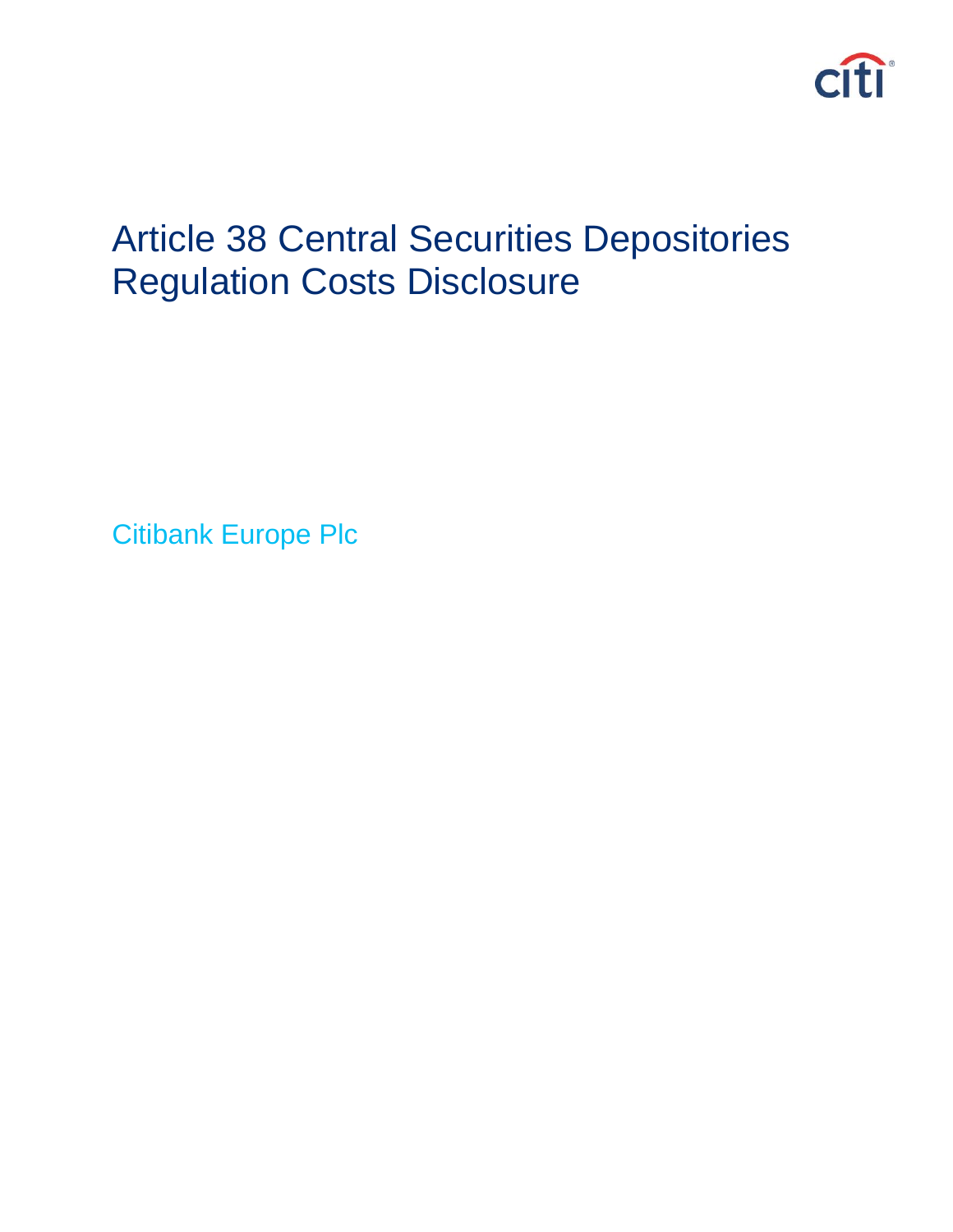# Article 38 Central Securities Depositories Regulation Costs Disclosure

Citibank Europe Plc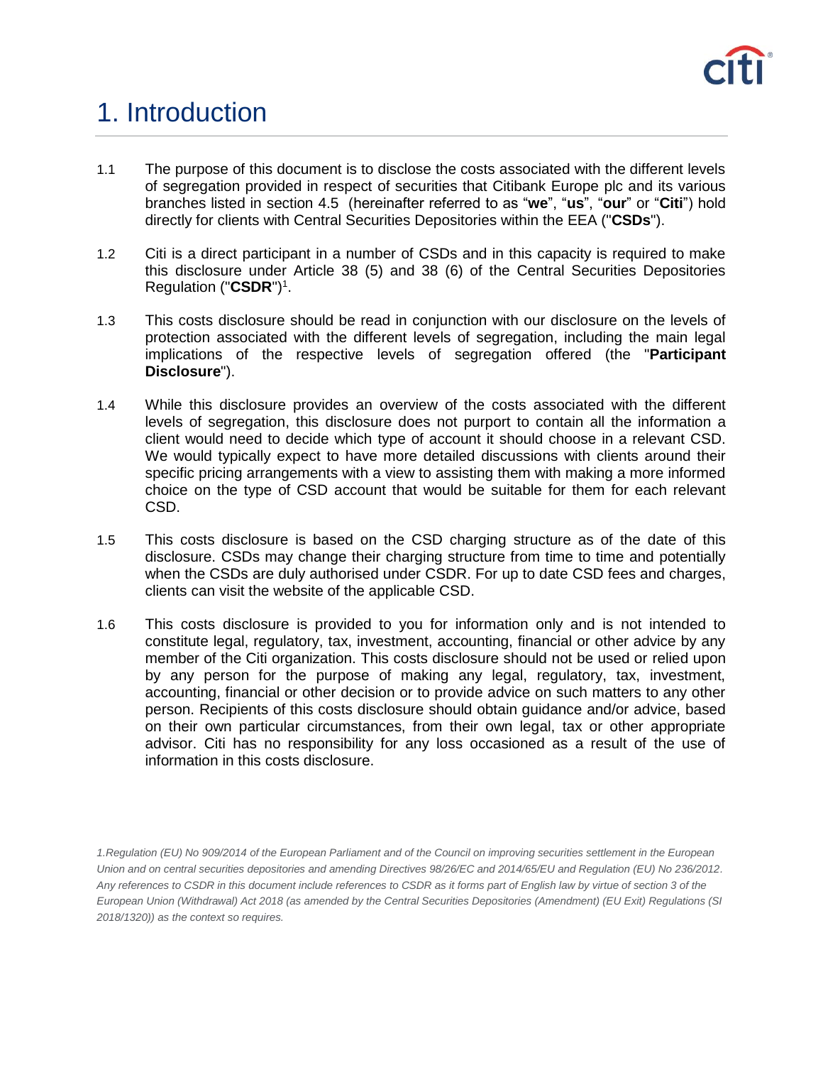# 1. Introduction

1.1 The purpose of this document is to disclose the costs associated with the different levels of segregation provided in respect of securities that Citibank Europe plc and its various branches listed in section 4.5 (hereinafter referred to as "**we**", "**us**", "**our**" or "**Citi**") hold directly for clients with Central Securities Depositories within the EEA ("**CSDs**").

1.2 Citi is a direct participant in a number of CSDs and in this capacity is required to make this disclosure under Article 38 (5) and 38 (6) of the Central Securities Depositories Regulation ("**CSDR**")[1].

1.3 This costs disclosure should be read in conjunction with our disclosure on the levels of protection associated with the different levels of segregation, including the main legal implications of the respective levels of segregation offered (the "**Participant Disclosure**").

1.4 While this disclosure provides an overview of the costs associated with the different levels of segregation, this disclosure does not purport to contain all the information a client would need to decide which type of account it should choose in a relevant CSD. We would typically expect to have more detailed discussions with clients around their specific pricing arrangements with a view to assisting them with making a more informed choice on the type of CSD account that would be suitable for them for each relevant CSD.

1.5 This costs disclosure is based on the CSD charging structure as of the date of this disclosure. CSDs may change their charging structure from time to time and potentially when the CSDs are duly authorised under CSDR. For up to date CSD fees and charges, clients can visit the website of the applicable CSD.

1.6 This costs disclosure is provided to you for information only and is not intended to constitute legal, regulatory, tax, investment, accounting, financial or other advice by any member of the Citi organization. This costs disclosure should not be used or relied upon by any person for the purpose of making any legal, regulatory, tax, investment, accounting, financial or other decision or to provide advice on such matters to any other person. Recipients of this costs disclosure should obtain guidance and/or advice, based on their own particular circumstances, from their own legal, tax or other appropriate advisor. Citi has no responsibility for any loss occasioned as a result of the use of information in this costs disclosure.

*1.Regulation (EU) No 909/2014 of the European Parliament and of the Council on improving securities settlement in the European Union and on central securities depositories and amending Directives 98/26/EC and 2014/65/EU and Regulation (EU) No 236/2012. Any references to CSDR in this document include references to CSDR as it forms part of English law by virtue of section 3 of the European Union (Withdrawal) Act 2018 (as amended by the Central Securities Depositories (Amendment) (EU Exit) Regulations (SI 2018/1320)) as the context so requires.*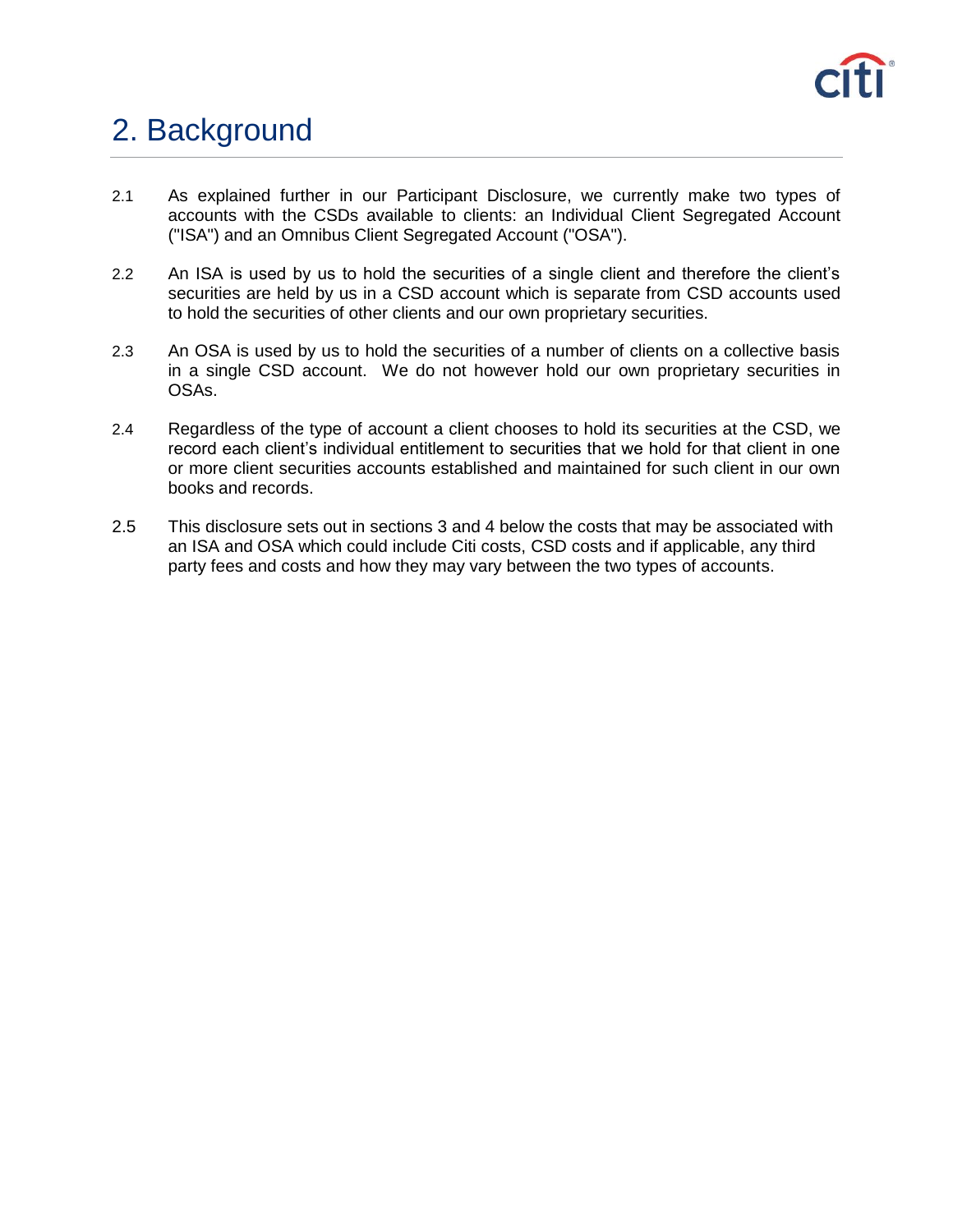# 2. Background

2.1 As explained further in our Participant Disclosure, we currently make two types of accounts with the CSDs available to clients: an Individual Client Segregated Account ("ISA") and an Omnibus Client Segregated Account ("OSA").

2.2 An ISA is used by us to hold the securities of a single client and therefore the client's securities are held by us in a CSD account which is separate from CSD accounts used to hold the securities of other clients and our own proprietary securities.

2.3 An OSA is used by us to hold the securities of a number of clients on a collective basis in a single CSD account. We do not however hold our own proprietary securities in OSAs.

2.4 Regardless of the type of account a client chooses to hold its securities at the CSD, we record each client's individual entitlement to securities that we hold for that client in one or more client securities accounts established and maintained for such client in our own books and records.

2.5 This disclosure sets out in sections 3 and 4 below the costs that may be associated with an ISA and OSA which could include Citi costs, CSD costs and if applicable, any third party fees and costs and how they may vary between the two types of accounts.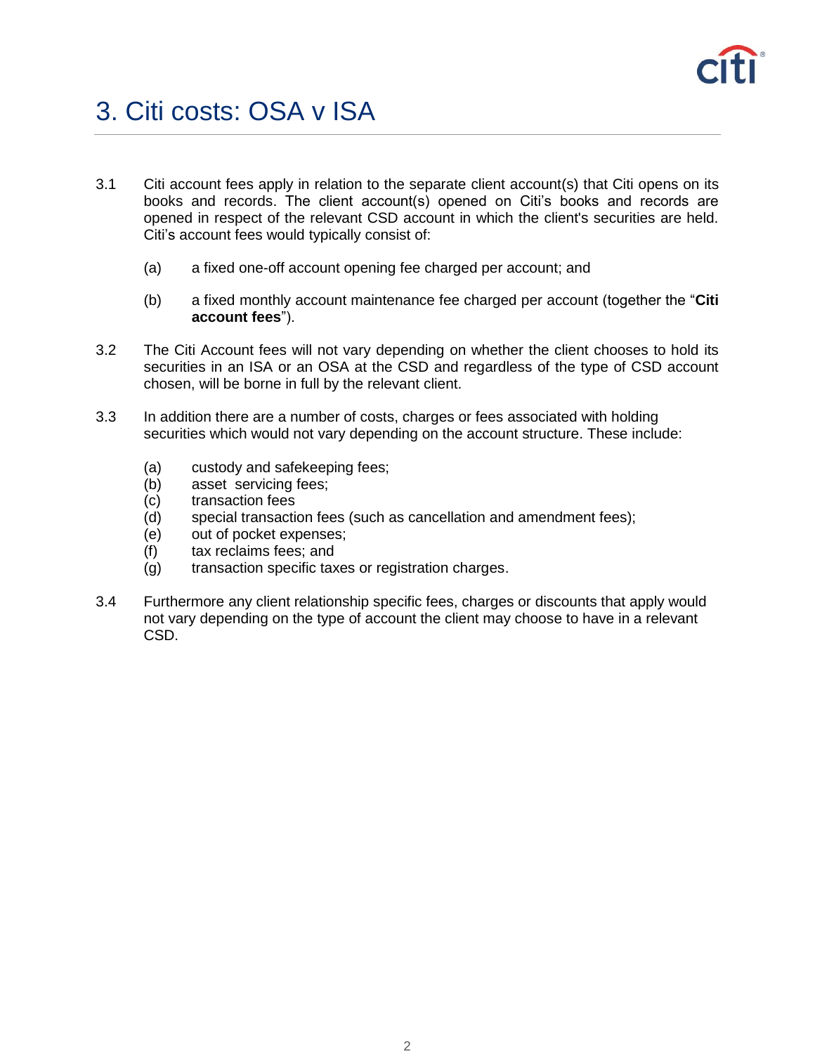# 3. Citi costs: OSA v ISA

3.1 Citi account fees apply in relation to the separate client account(s) that Citi opens on its books and records. The client account(s) opened on Citi's books and records are opened in respect of the relevant CSD account in which the client's securities are held. Citi's account fees would typically consist of:

(a) a fixed one-off account opening fee charged per account; and

(b) a fixed monthly account maintenance fee charged per account (together the "**Citi account fees**").

3.2 The Citi Account fees will not vary depending on whether the client chooses to hold its securities in an ISA or an OSA at the CSD and regardless of the type of CSD account chosen, will be borne in full by the relevant client.

3.3 In addition there are a number of costs, charges or fees associated with holding securities which would not vary depending on the account structure. These include:

(a) custody and safekeeping fees;
(b) asset servicing fees;
(c) transaction fees
(d) special transaction fees (such as cancellation and amendment fees);
(e) out of pocket expenses;
(f) tax reclaims fees; and
(g) transaction specific taxes or registration charges.

3.4 Furthermore any client relationship specific fees, charges or discounts that apply would not vary depending on the type of account the client may choose to have in a relevant CSD.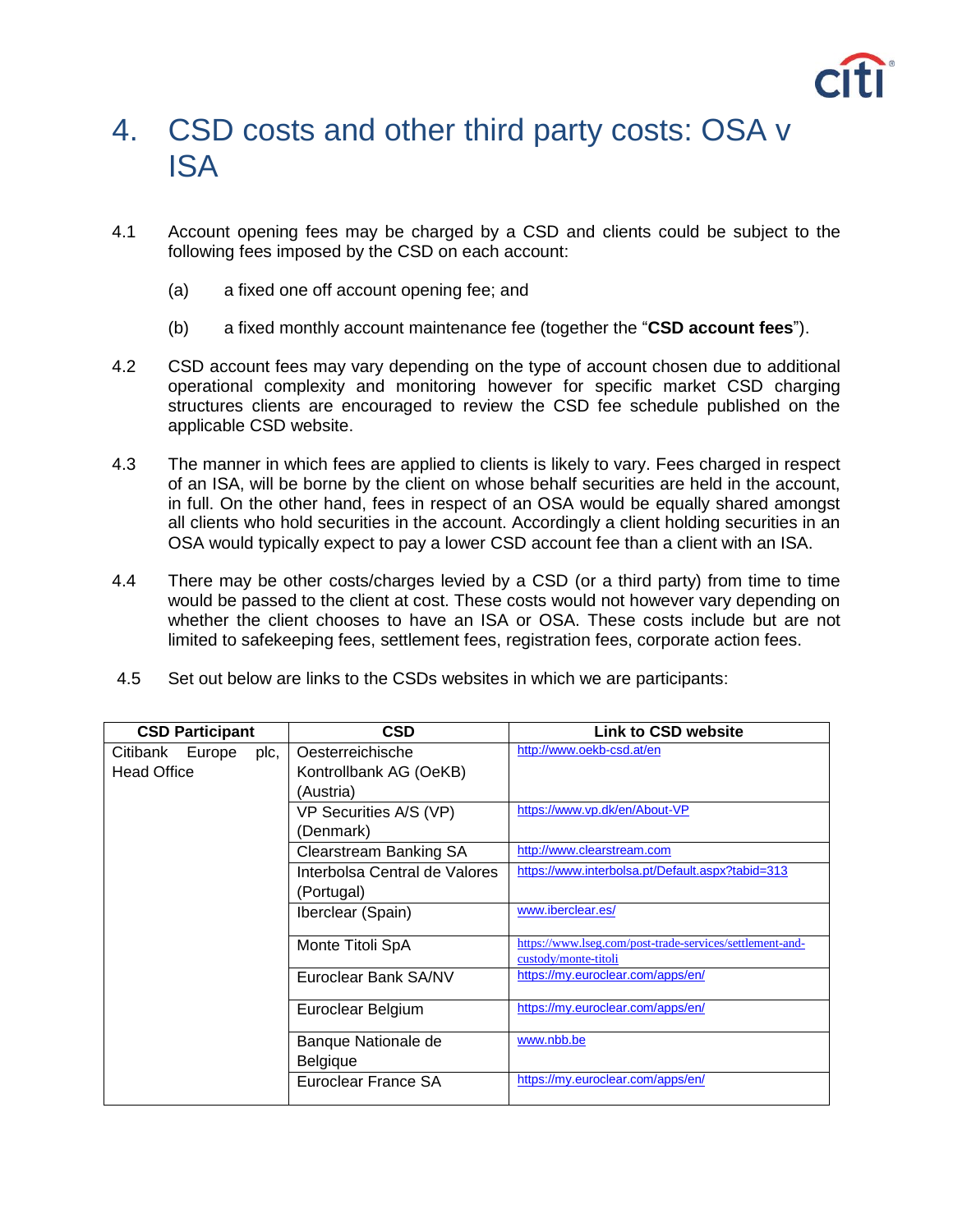# 4. CSD costs and other third party costs: OSA v ISA

4.1 Account opening fees may be charged by a CSD and clients could be subject to the following fees imposed by the CSD on each account:

(a) a fixed one off account opening fee; and

(b) a fixed monthly account maintenance fee (together the "**CSD account fees**").

4.2 CSD account fees may vary depending on the type of account chosen due to additional operational complexity and monitoring however for specific market CSD charging structures clients are encouraged to review the CSD fee schedule published on the applicable CSD website.

4.3 The manner in which fees are applied to clients is likely to vary. Fees charged in respect of an ISA, will be borne by the client on whose behalf securities are held in the account, in full. On the other hand, fees in respect of an OSA would be equally shared amongst all clients who hold securities in the account. Accordingly a client holding securities in an OSA would typically expect to pay a lower CSD account fee than a client with an ISA.

4.4 There may be other costs/charges levied by a CSD (or a third party) from time to time would be passed to the client at cost. These costs would not however vary depending on whether the client chooses to have an ISA or OSA. These costs include but are not limited to safekeeping fees, settlement fees, registration fees, corporate action fees.

4.5 Set out below are links to the CSDs websites in which we are participants:

| CSD Participant | CSD | Link to CSD website |
|---|---|---|
| Citibank Europe plc, Head Office | Oesterreichische Kontrollbank AG (OeKB) (Austria) | http://www.oekb-csd.at/en |
| | VP Securities A/S (VP) (Denmark) | https://www.vp.dk/en/About-VP |
| | Clearstream Banking SA | http://www.clearstream.com |
| | Interbolsa Central de Valores (Portugal) | https://www.interbolsa.pt/Default.aspx?tabid=313 |
| | Iberclear (Spain) | www.iberclear.es/ |
| | Monte Titoli SpA | https://www.lseg.com/post-trade-services/settlement-and-custody/monte-titoli |
| | Euroclear Bank SA/NV | https://my.euroclear.com/apps/en/ |
| | Euroclear Belgium | https://my.euroclear.com/apps/en/ |
| | Banque Nationale de Belgique | www.nbb.be |
| | Euroclear France SA | https://my.euroclear.com/apps/en/ |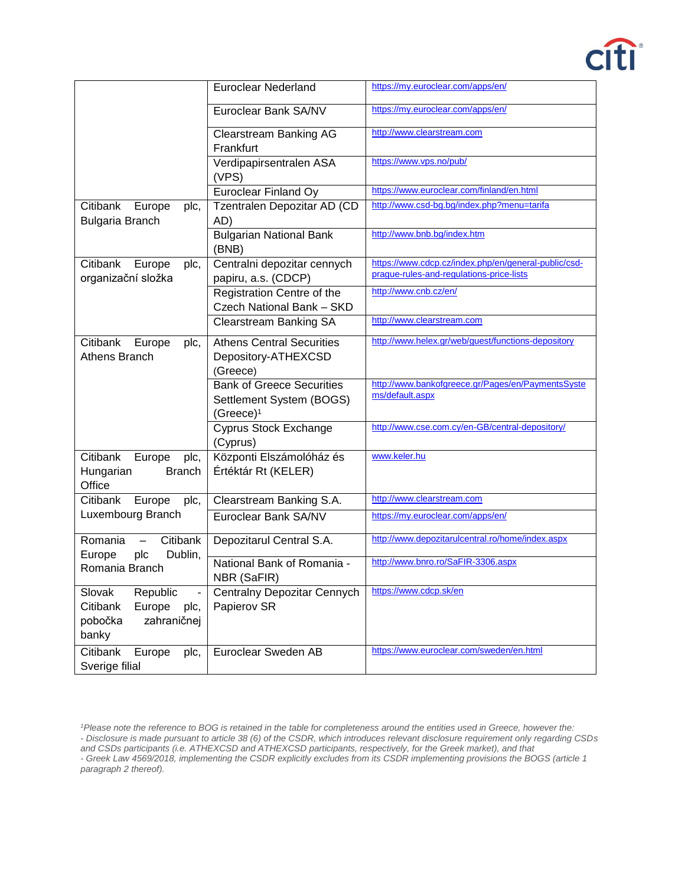| | | |
|---|---|---|
| | Euroclear Nederland | https://my.euroclear.com/apps/en/ |
| | Euroclear Bank SA/NV | https://my.euroclear.com/apps/en/ |
| | Clearstream Banking AG Frankfurt | http://www.clearstream.com |
| | Verdipapirsentralen ASA (VPS) | https://www.vps.no/pub/ |
| | Euroclear Finland Oy | https://www.euroclear.com/finland/en.html |
| Citibank Europe plc, Bulgaria Branch | Tzentralen Depozitar AD (CD AD) | http://www.csd-bg.bg/index.php?menu=tarifa |
| | Bulgarian National Bank (BNB) | http://www.bnb.bg/index.htm |
| Citibank Europe plc, organizační složka | Centralni depozitar cennych papiru, a.s. (CDCP) | https://www.cdcp.cz/index.php/en/general-public/csd-prague-rules-and-regulations-price-lists |
| | Registration Centre of the Czech National Bank – SKD | http://www.cnb.cz/en/ |
| | Clearstream Banking SA | http://www.clearstream.com |
| Citibank Europe plc, Athens Branch | Athens Central Securities Depository-ATHEXCSD (Greece) | http://www.helex.gr/web/guest/functions-depository |
| | Bank of Greece Securities Settlement System (BOGS) (Greece)[1] | http://www.bankofgreece.gr/Pages/en/PaymentsSystems/default.aspx |
| | Cyprus Stock Exchange (Cyprus) | http://www.cse.com.cy/en-GB/central-depository/ |
| Citibank Europe plc, Hungarian Branch Office | Központi Elszámolóház és Értéktár Rt (KELER) | www.keler.hu |
| Citibank Europe plc, Luxembourg Branch | Clearstream Banking S.A. | http://www.clearstream.com |
| | Euroclear Bank SA/NV | https://my.euroclear.com/apps/en/ |
| Romania – Citibank Europe plc Dublin, Romania Branch | Depozitarul Central S.A. | http://www.depozitarulcentral.ro/home/index.aspx |
| | National Bank of Romania - NBR (SaFIR) | http://www.bnro.ro/SaFIR-3306.aspx |
| Slovak Republic - Citibank Europe plc, pobočka zahraničnej banky | Centralny Depozitar Cennych Papierov SR | https://www.cdcp.sk/en |
| Citibank Europe plc, Sverige filial | Euroclear Sweden AB | https://www.euroclear.com/sweden/en.html |

*[1]Please note the reference to BOG is retained in the table for completeness around the entities used in Greece, however the:*
*- Disclosure is made pursuant to article 38 (6) of the CSDR, which introduces relevant disclosure requirement only regarding CSDs and CSDs participants (i.e. ATHEXCSD and ATHEXCSD participants, respectively, for the Greek market), and that*
*- Greek Law 4569/2018, implementing the CSDR explicitly excludes from its CSDR implementing provisions the BOGS (article 1 paragraph 2 thereof).*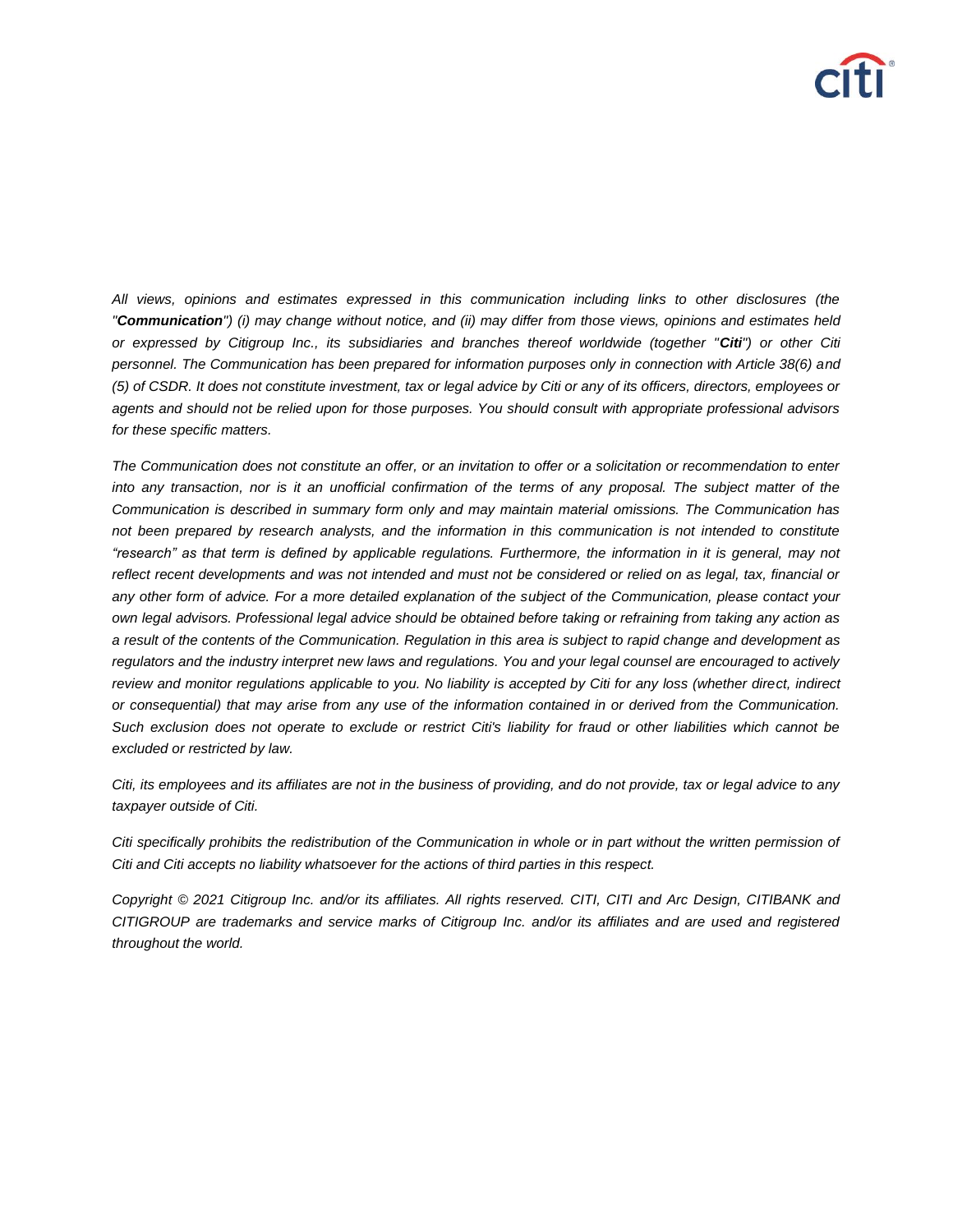*All views, opinions and estimates expressed in this communication including links to other disclosures (the "**Communication**") (i) may change without notice, and (ii) may differ from those views, opinions and estimates held or expressed by Citigroup Inc., its subsidiaries and branches thereof worldwide (together "**Citi**") or other Citi personnel. The Communication has been prepared for information purposes only in connection with Article 38(6) and (5) of CSDR. It does not constitute investment, tax or legal advice by Citi or any of its officers, directors, employees or agents and should not be relied upon for those purposes. You should consult with appropriate professional advisors for these specific matters.*

*The Communication does not constitute an offer, or an invitation to offer or a solicitation or recommendation to enter into any transaction, nor is it an unofficial confirmation of the terms of any proposal. The subject matter of the Communication is described in summary form only and may maintain material omissions. The Communication has not been prepared by research analysts, and the information in this communication is not intended to constitute "research" as that term is defined by applicable regulations. Furthermore, the information in it is general, may not reflect recent developments and was not intended and must not be considered or relied on as legal, tax, financial or any other form of advice. For a more detailed explanation of the subject of the Communication, please contact your own legal advisors. Professional legal advice should be obtained before taking or refraining from taking any action as a result of the contents of the Communication. Regulation in this area is subject to rapid change and development as regulators and the industry interpret new laws and regulations. You and your legal counsel are encouraged to actively review and monitor regulations applicable to you. No liability is accepted by Citi for any loss (whether direct, indirect or consequential) that may arise from any use of the information contained in or derived from the Communication. Such exclusion does not operate to exclude or restrict Citi's liability for fraud or other liabilities which cannot be excluded or restricted by law.*

*Citi, its employees and its affiliates are not in the business of providing, and do not provide, tax or legal advice to any taxpayer outside of Citi.*

*Citi specifically prohibits the redistribution of the Communication in whole or in part without the written permission of Citi and Citi accepts no liability whatsoever for the actions of third parties in this respect.*

*Copyright © 2021 Citigroup Inc. and/or its affiliates. All rights reserved. CITI, CITI and Arc Design, CITIBANK and CITIGROUP are trademarks and service marks of Citigroup Inc. and/or its affiliates and are used and registered throughout the world.*